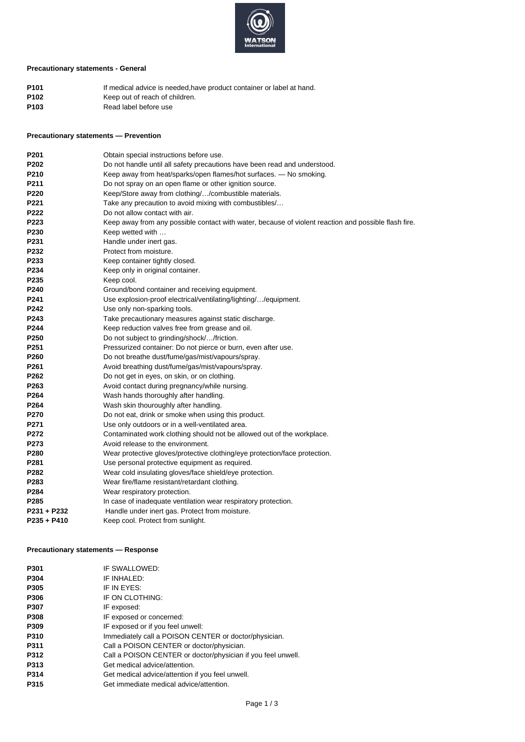### Precautionary statements - General

| | |
|---|---|
| **P101** | If medical advice is needed,have product container or label at hand. |
| **P102** | Keep out of reach of children. |
| **P103** | Read label before use |

### Precautionary statements — Prevention

| | |
|---|---|
| **P201** | Obtain special instructions before use. |
| **P202** | Do not handle until all safety precautions have been read and understood. |
| **P210** | Keep away from heat/sparks/open flames/hot surfaces. — No smoking. |
| **P211** | Do not spray on an open flame or other ignition source. |
| **P220** | Keep/Store away from clothing/…/combustible materials. |
| **P221** | Take any precaution to avoid mixing with combustibles/… |
| **P222** | Do not allow contact with air. |
| **P223** | Keep away from any possible contact with water, because of violent reaction and possible flash fire. |
| **P230** | Keep wetted with … |
| **P231** | Handle under inert gas. |
| **P232** | Protect from moisture. |
| **P233** | Keep container tightly closed. |
| **P234** | Keep only in original container. |
| **P235** | Keep cool. |
| **P240** | Ground/bond container and receiving equipment. |
| **P241** | Use explosion-proof electrical/ventilating/lighting/…/equipment. |
| **P242** | Use only non-sparking tools. |
| **P243** | Take precautionary measures against static discharge. |
| **P244** | Keep reduction valves free from grease and oil. |
| **P250** | Do not subject to grinding/shock/…/friction. |
| **P251** | Pressurized container: Do not pierce or burn, even after use. |
| **P260** | Do not breathe dust/fume/gas/mist/vapours/spray. |
| **P261** | Avoid breathing dust/fume/gas/mist/vapours/spray. |
| **P262** | Do not get in eyes, on skin, or on clothing. |
| **P263** | Avoid contact during pregnancy/while nursing. |
| **P264** | Wash hands thoroughly after handling. |
| **P264** | Wash skin thouroughly after handling. |
| **P270** | Do not eat, drink or smoke when using this product. |
| **P271** | Use only outdoors or in a well-ventilated area. |
| **P272** | Contaminated work clothing should not be allowed out of the workplace. |
| **P273** | Avoid release to the environment. |
| **P280** | Wear protective gloves/protective clothing/eye protection/face protection. |
| **P281** | Use personal protective equipment as required. |
| **P282** | Wear cold insulating gloves/face shield/eye protection. |
| **P283** | Wear fire/flame resistant/retardant clothing. |
| **P284** | Wear respiratory protection. |
| **P285** | In case of inadequate ventilation wear respiratory protection. |
| **P231 + P232** | Handle under inert gas. Protect from moisture. |
| **P235 + P410** | Keep cool. Protect from sunlight. |

### Precautionary statements — Response

| | |
|---|---|
| **P301** | IF SWALLOWED: |
| **P304** | IF INHALED: |
| **P305** | IF IN EYES: |
| **P306** | IF ON CLOTHING: |
| **P307** | IF exposed: |
| **P308** | IF exposed or concerned: |
| **P309** | IF exposed or if you feel unwell: |
| **P310** | Immediately call a POISON CENTER or doctor/physician. |
| **P311** | Call a POISON CENTER or doctor/physician. |
| **P312** | Call a POISON CENTER or doctor/physician if you feel unwell. |
| **P313** | Get medical advice/attention. |
| **P314** | Get medical advice/attention if you feel unwell. |
| **P315** | Get immediate medical advice/attention. |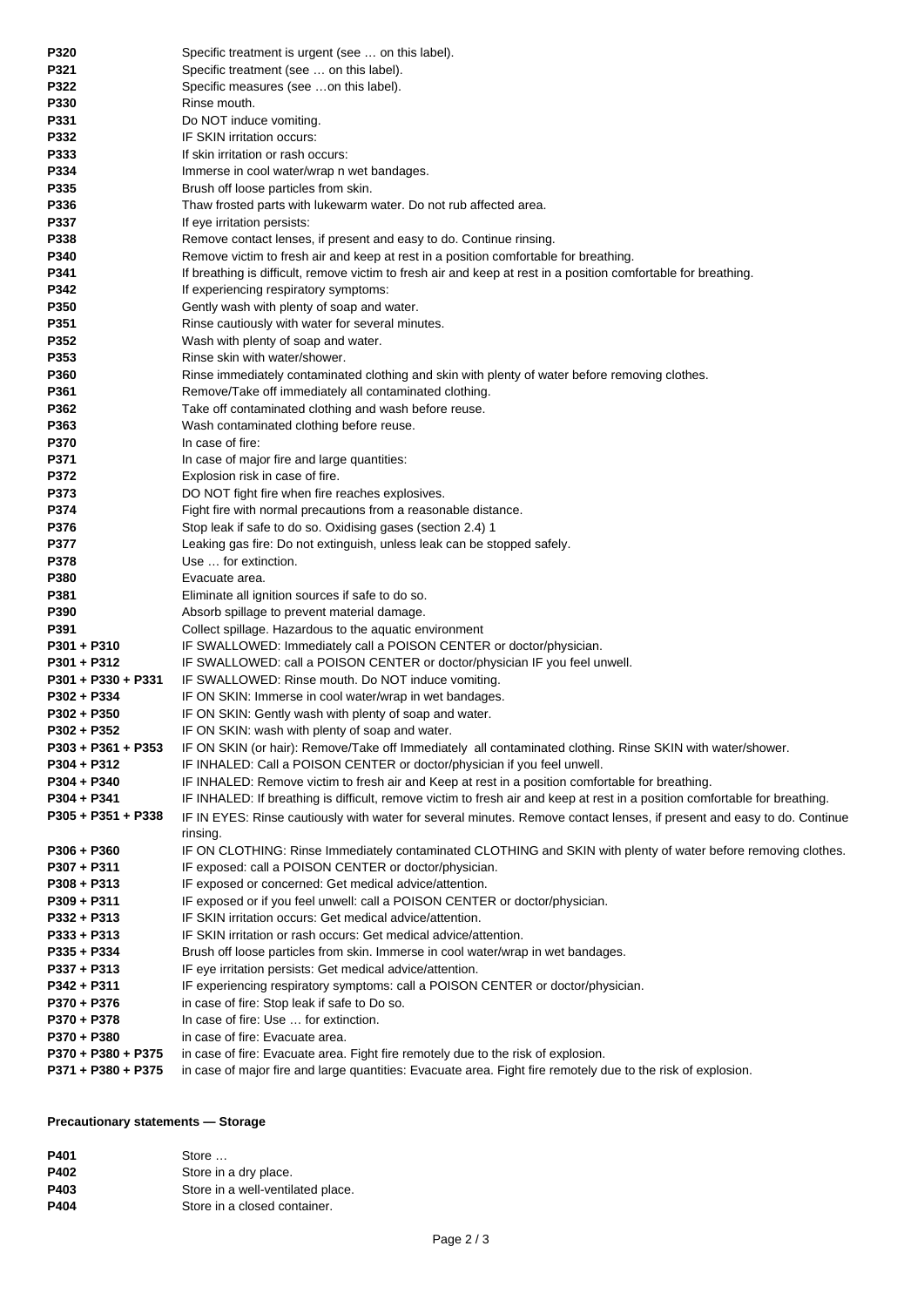| | |
|---|---|
| **P320** | Specific treatment is urgent (see … on this label). |
| **P321** | Specific treatment (see … on this label). |
| **P322** | Specific measures (see …on this label). |
| **P330** | Rinse mouth. |
| **P331** | Do NOT induce vomiting. |
| **P332** | IF SKIN irritation occurs: |
| **P333** | If skin irritation or rash occurs: |
| **P334** | Immerse in cool water/wrap n wet bandages. |
| **P335** | Brush off loose particles from skin. |
| **P336** | Thaw frosted parts with lukewarm water. Do not rub affected area. |
| **P337** | If eye irritation persists: |
| **P338** | Remove contact lenses, if present and easy to do. Continue rinsing. |
| **P340** | Remove victim to fresh air and keep at rest in a position comfortable for breathing. |
| **P341** | If breathing is difficult, remove victim to fresh air and keep at rest in a position comfortable for breathing. |
| **P342** | If experiencing respiratory symptoms: |
| **P350** | Gently wash with plenty of soap and water. |
| **P351** | Rinse cautiously with water for several minutes. |
| **P352** | Wash with plenty of soap and water. |
| **P353** | Rinse skin with water/shower. |
| **P360** | Rinse immediately contaminated clothing and skin with plenty of water before removing clothes. |
| **P361** | Remove/Take off immediately all contaminated clothing. |
| **P362** | Take off contaminated clothing and wash before reuse. |
| **P363** | Wash contaminated clothing before reuse. |
| **P370** | In case of fire: |
| **P371** | In case of major fire and large quantities: |
| **P372** | Explosion risk in case of fire. |
| **P373** | DO NOT fight fire when fire reaches explosives. |
| **P374** | Fight fire with normal precautions from a reasonable distance. |
| **P376** | Stop leak if safe to do so. Oxidising gases (section 2.4) 1 |
| **P377** | Leaking gas fire: Do not extinguish, unless leak can be stopped safely. |
| **P378** | Use … for extinction. |
| **P380** | Evacuate area. |
| **P381** | Eliminate all ignition sources if safe to do so. |
| **P390** | Absorb spillage to prevent material damage. |
| **P391** | Collect spillage. Hazardous to the aquatic environment |
| **P301 + P310** | IF SWALLOWED: Immediately call a POISON CENTER or doctor/physician. |
| **P301 + P312** | IF SWALLOWED: call a POISON CENTER or doctor/physician IF you feel unwell. |
| **P301 + P330 + P331** | IF SWALLOWED: Rinse mouth. Do NOT induce vomiting. |
| **P302 + P334** | IF ON SKIN: Immerse in cool water/wrap in wet bandages. |
| **P302 + P350** | IF ON SKIN: Gently wash with plenty of soap and water. |
| **P302 + P352** | IF ON SKIN: wash with plenty of soap and water. |
| **P303 + P361 + P353** | IF ON SKIN (or hair): Remove/Take off Immediately all contaminated clothing. Rinse SKIN with water/shower. |
| **P304 + P312** | IF INHALED: Call a POISON CENTER or doctor/physician if you feel unwell. |
| **P304 + P340** | IF INHALED: Remove victim to fresh air and Keep at rest in a position comfortable for breathing. |
| **P304 + P341** | IF INHALED: If breathing is difficult, remove victim to fresh air and keep at rest in a position comfortable for breathing. |
| **P305 + P351 + P338** | IF IN EYES: Rinse cautiously with water for several minutes. Remove contact lenses, if present and easy to do. Continue rinsing. |
| **P306 + P360** | IF ON CLOTHING: Rinse Immediately contaminated CLOTHING and SKIN with plenty of water before removing clothes. |
| **P307 + P311** | IF exposed: call a POISON CENTER or doctor/physician. |
| **P308 + P313** | IF exposed or concerned: Get medical advice/attention. |
| **P309 + P311** | IF exposed or if you feel unwell: call a POISON CENTER or doctor/physician. |
| **P332 + P313** | IF SKIN irritation occurs: Get medical advice/attention. |
| **P333 + P313** | IF SKIN irritation or rash occurs: Get medical advice/attention. |
| **P335 + P334** | Brush off loose particles from skin. Immerse in cool water/wrap in wet bandages. |
| **P337 + P313** | IF eye irritation persists: Get medical advice/attention. |
| **P342 + P311** | IF experiencing respiratory symptoms: call a POISON CENTER or doctor/physician. |
| **P370 + P376** | in case of fire: Stop leak if safe to Do so. |
| **P370 + P378** | In case of fire: Use … for extinction. |
| **P370 + P380** | in case of fire: Evacuate area. |
| **P370 + P380 + P375** | in case of fire: Evacuate area. Fight fire remotely due to the risk of explosion. |
| **P371 + P380 + P375** | in case of major fire and large quantities: Evacuate area. Fight fire remotely due to the risk of explosion. |

**Precautionary statements — Storage**

| | |
|---|---|
| **P401** | Store … |
| **P402** | Store in a dry place. |
| **P403** | Store in a well-ventilated place. |
| **P404** | Store in a closed container. |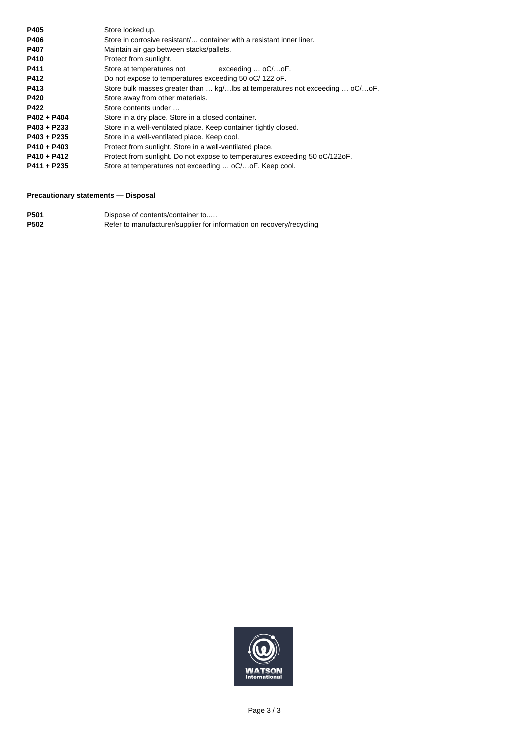| | |
|---|---|
| **P405** | Store locked up. |
| **P406** | Store in corrosive resistant/… container with a resistant inner liner. |
| **P407** | Maintain air gap between stacks/pallets. |
| **P410** | Protect from sunlight. |
| **P411** | Store at temperatures not exceeding … oC/…oF. |
| **P412** | Do not expose to temperatures exceeding 50 oC/ 122 oF. |
| **P413** | Store bulk masses greater than … kg/…lbs at temperatures not exceeding … oC/…oF. |
| **P420** | Store away from other materials. |
| **P422** | Store contents under … |
| **P402 + P404** | Store in a dry place. Store in a closed container. |
| **P403 + P233** | Store in a well-ventilated place. Keep container tightly closed. |
| **P403 + P235** | Store in a well-ventilated place. Keep cool. |
| **P410 + P403** | Protect from sunlight. Store in a well-ventilated place. |
| **P410 + P412** | Protect from sunlight. Do not expose to temperatures exceeding 50 oC/122oF. |
| **P411 + P235** | Store at temperatures not exceeding … oC/…oF. Keep cool. |

**Precautionary statements — Disposal**

| | |
|---|---|
| **P501** | Dispose of contents/container to..… |
| **P502** | Refer to manufacturer/supplier for information on recovery/recycling |

WATSON International